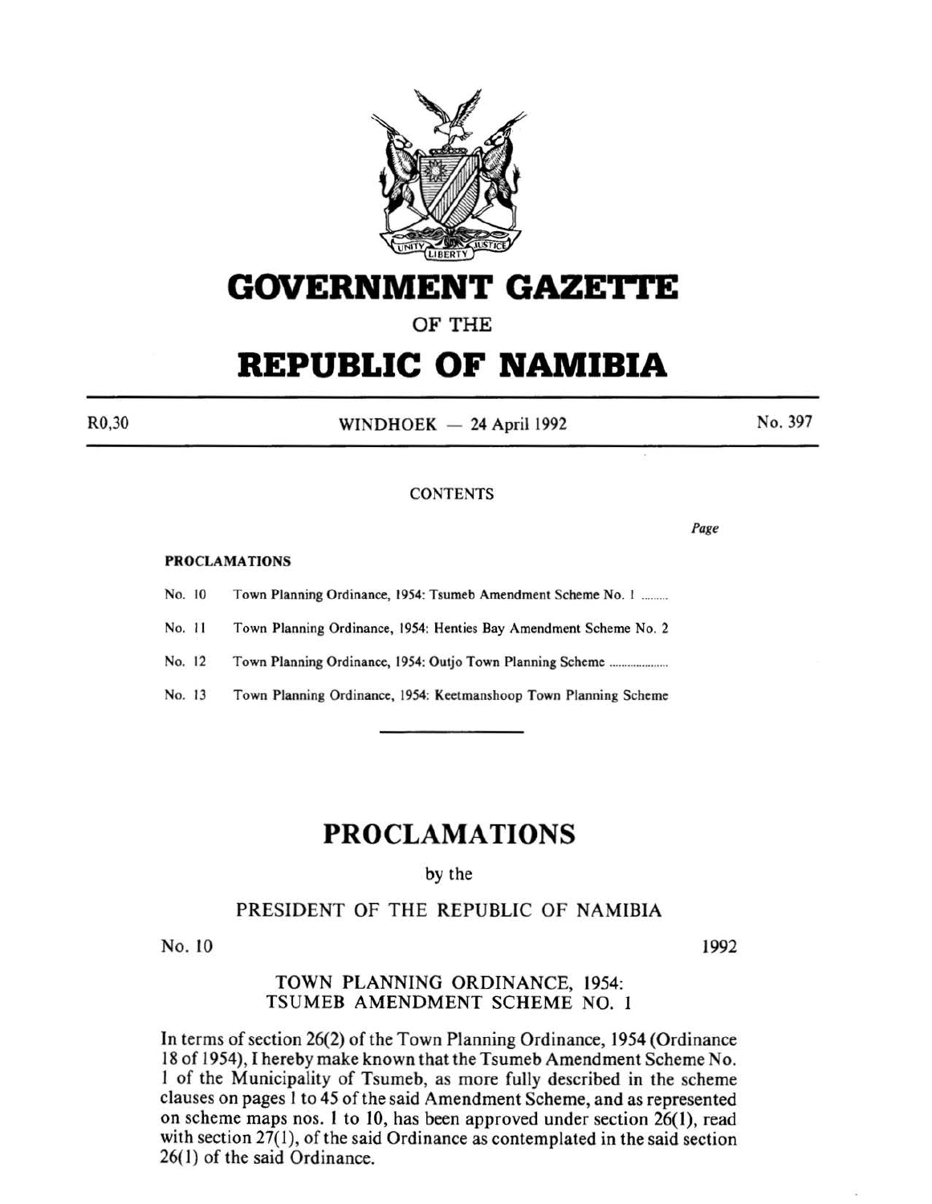# GOVERNMENT GAZETTE

OF THE

# REPUBLIC OF NAMIBIA

R0,30 WINDHOEK — 24 April 1992 No. 397

CONTENTS

*Page*

**PROCLAMATIONS**

No. 10 Town Planning Ordinance, 1954: Tsumeb Amendment Scheme No. 1 .........

No. 11 Town Planning Ordinance, 1954: Henties Bay Amendment Scheme No. 2

No. 12 Town Planning Ordinance, 1954: Outjo Town Planning Scheme ....................

No. 13 Town Planning Ordinance, 1954: Keetmanshoop Town Planning Scheme

---

# PROCLAMATIONS

by the

## PRESIDENT OF THE REPUBLIC OF NAMIBIA

No. 10 1992

### TOWN PLANNING ORDINANCE, 1954: TSUMEB AMENDMENT SCHEME NO. 1

In terms of section 26(2) of the Town Planning Ordinance, 1954 (Ordinance 18 of 1954), I hereby make known that the Tsumeb Amendment Scheme No. 1 of the Municipality of Tsumeb, as more fully described in the scheme clauses on pages 1 to 45 of the said Amendment Scheme, and as represented on scheme maps nos. 1 to 10, has been approved under section 26(1), read with section 27(1), of the said Ordinance as contemplated in the said section 26(1) of the said Ordinance.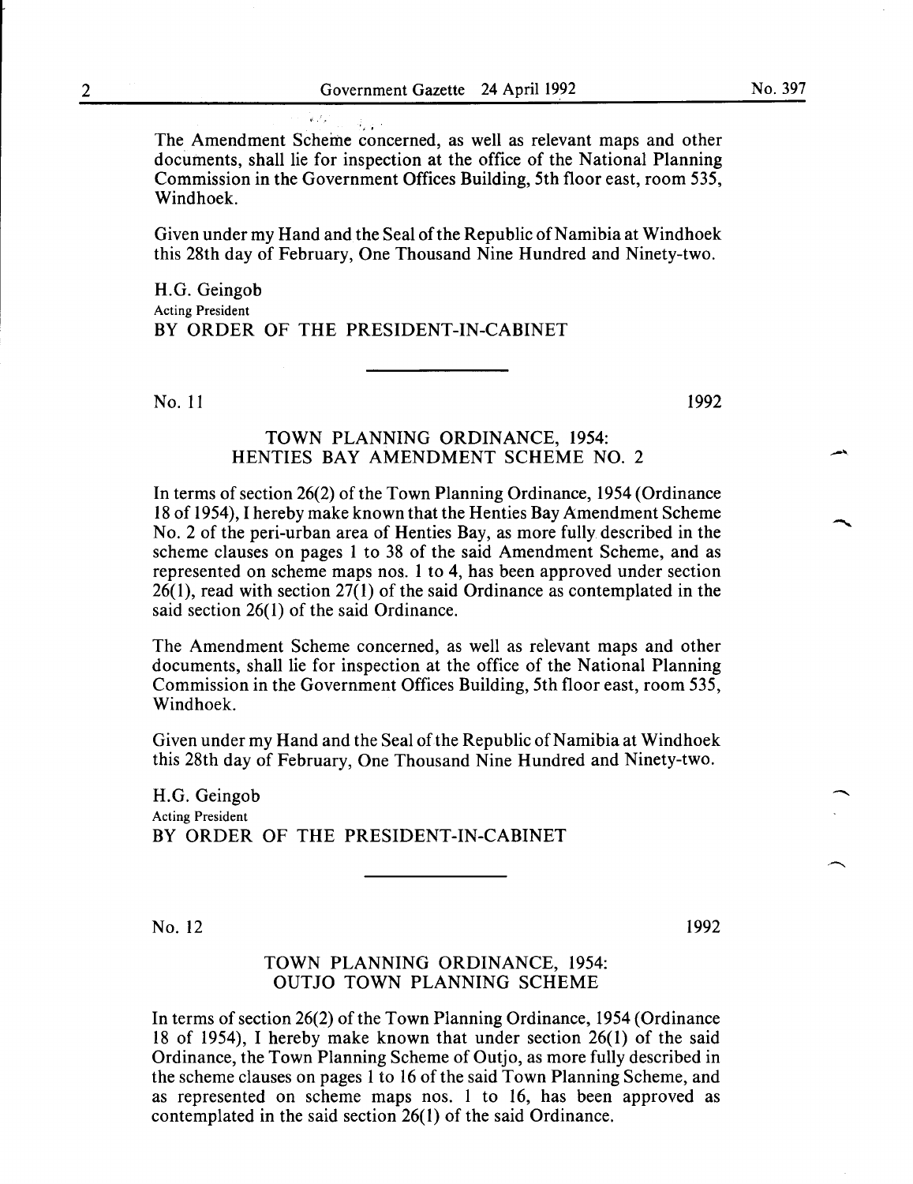The Amendment Scheme concerned, as well as relevant maps and other documents, shall lie for inspection at the office of the National Planning Commission in the Government Offices Building, 5th floor east, room 535, Windhoek.

Given under my Hand and the Seal of the Republic of Namibia at Windhoek this 28th day of February, One Thousand Nine Hundred and Ninety-two.

H.G. Geingob
Acting President
BY ORDER OF THE PRESIDENT-IN-CABINET

---

No. 11 1992

## TOWN PLANNING ORDINANCE, 1954: HENTIES BAY AMENDMENT SCHEME NO. 2

In terms of section 26(2) of the Town Planning Ordinance, 1954 (Ordinance 18 of 1954), I hereby make known that the Henties Bay Amendment Scheme No. 2 of the peri-urban area of Henties Bay, as more fully described in the scheme clauses on pages 1 to 38 of the said Amendment Scheme, and as represented on scheme maps nos. 1 to 4, has been approved under section 26(1), read with section 27(1) of the said Ordinance as contemplated in the said section 26(1) of the said Ordinance.

The Amendment Scheme concerned, as well as relevant maps and other documents, shall lie for inspection at the office of the National Planning Commission in the Government Offices Building, 5th floor east, room 535, Windhoek.

Given under my Hand and the Seal of the Republic of Namibia at Windhoek this 28th day of February, One Thousand Nine Hundred and Ninety-two.

H.G. Geingob
Acting President
BY ORDER OF THE PRESIDENT-IN-CABINET

---

No. 12 1992

## TOWN PLANNING ORDINANCE, 1954: OUTJO TOWN PLANNING SCHEME

In terms of section 26(2) of the Town Planning Ordinance, 1954 (Ordinance 18 of 1954), I hereby make known that under section 26(1) of the said Ordinance, the Town Planning Scheme of Outjo, as more fully described in the scheme clauses on pages 1 to 16 of the said Town Planning Scheme, and as represented on scheme maps nos. 1 to 16, has been approved as contemplated in the said section 26(1) of the said Ordinance.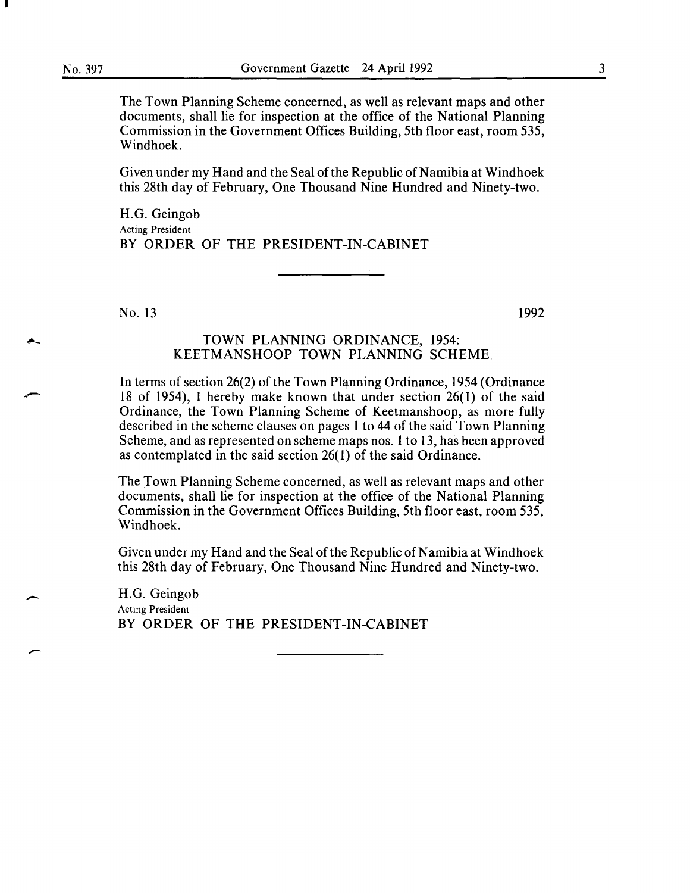The Town Planning Scheme concerned, as well as relevant maps and other documents, shall lie for inspection at the office of the National Planning Commission in the Government Offices Building, 5th floor east, room 535, Windhoek.

Given under my Hand and the Seal of the Republic of Namibia at Windhoek this 28th day of February, One Thousand Nine Hundred and Ninety-two.

H.G. Geingob
Acting President
BY ORDER OF THE PRESIDENT-IN-CABINET

---

No. 13 1992

## TOWN PLANNING ORDINANCE, 1954: KEETMANSHOOP TOWN PLANNING SCHEME

In terms of section 26(2) of the Town Planning Ordinance, 1954 (Ordinance 18 of 1954), I hereby make known that under section 26(1) of the said Ordinance, the Town Planning Scheme of Keetmanshoop, as more fully described in the scheme clauses on pages 1 to 44 of the said Town Planning Scheme, and as represented on scheme maps nos. 1 to 13, has been approved as contemplated in the said section 26(1) of the said Ordinance.

The Town Planning Scheme concerned, as well as relevant maps and other documents, shall lie for inspection at the office of the National Planning Commission in the Government Offices Building, 5th floor east, room 535, Windhoek.

Given under my Hand and the Seal of the Republic of Namibia at Windhoek this 28th day of February, One Thousand Nine Hundred and Ninety-two.

H.G. Geingob
Acting President
BY ORDER OF THE PRESIDENT-IN-CABINET

---